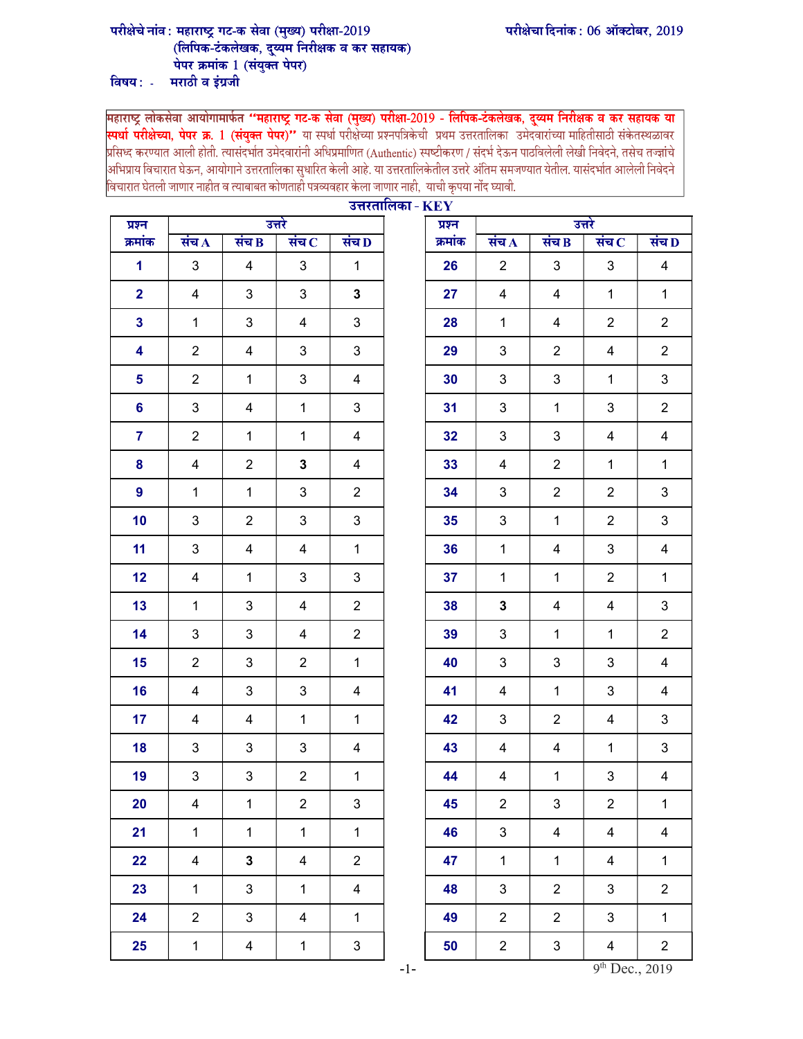परीक्षेचे नांव : महाराष्ट्र गट-क सेवा (मुख्य) परीक्षा-2019
(लिपिक-टंकलेखक, दुय्यम निरीक्षक व कर सहायक)
पेपर क्रमांक 1 (संयुक्त पेपर)

परीक्षेचा दिनांक : 06 ऑक्टोबर, 2019

विषय : - मराठी व इंग्रजी

महाराष्ट्र लोकसेवा आयोगामार्फत **"महाराष्ट्र गट-क सेवा (मुख्य) परीक्षा-2019 - लिपिक-टंकलेखक, दुय्यम निरीक्षक व कर सहायक या स्पर्धा परीक्षेच्या, पेपर क्र. 1 (संयुक्त पेपर)"** या स्पर्धा परीक्षेच्या प्रश्नपत्रिकेची प्रथम उत्तरतालिका उमेदवारांच्या माहितीसाठी संकेतस्थळावर प्रसिध्द करण्यात आली होती. त्यासंदर्भात उमेदवारांनी अधिप्रमाणित (Authentic) स्पष्टीकरण / संदर्भ देऊन पाठविलेली लेखी निवेदने, तसेच तज्ज्ञांचे अभिप्राय विचारात घेऊन, आयोगाने उत्तरतालिका सुधारित केली आहे. या उत्तरतालिकेतील उत्तरे अंतिम समजण्यात येतील. यासंदर्भात आलेली निवेदने विचारात घेतली जाणार नाहीत व त्याबाबत कोणताही पत्रव्यवहार केला जाणार नाही, याची कृपया नोंद घ्यावी.

## उत्तरतालिका - KEY

| प्रश्न क्रमांक | उत्तरे संच A | संच B | संच C | संच D |
|---|---|---|---|---|
| 1 | 3 | 4 | 3 | 1 |
| 2 | 4 | 3 | 3 | **3** |
| 3 | 1 | 3 | 4 | 3 |
| 4 | 2 | 4 | 3 | 3 |
| 5 | 2 | 1 | 3 | 4 |
| 6 | 3 | 4 | 1 | 3 |
| 7 | 2 | 1 | 1 | 4 |
| 8 | 4 | 2 | **3** | 4 |
| 9 | 1 | 1 | 3 | 2 |
| 10 | 3 | 2 | 3 | 3 |
| 11 | 3 | 4 | 4 | 1 |
| 12 | 4 | 1 | 3 | 3 |
| 13 | 1 | 3 | 4 | 2 |
| 14 | 3 | 3 | 4 | 2 |
| 15 | 2 | 3 | 2 | 1 |
| 16 | 4 | 3 | 3 | 4 |
| 17 | 4 | 4 | 1 | 1 |
| 18 | 3 | 3 | 3 | 4 |
| 19 | 3 | 3 | 2 | 1 |
| 20 | 4 | 1 | 2 | 3 |
| 21 | 1 | 1 | 1 | 1 |
| 22 | 4 | **3** | 4 | 2 |
| 23 | 1 | 3 | 1 | 4 |
| 24 | 2 | 3 | 4 | 1 |
| 25 | 1 | 4 | 1 | 3 |
| 26 | 2 | 3 | 3 | 4 |
| 27 | 4 | 4 | 1 | 1 |
| 28 | 1 | 4 | 2 | 2 |
| 29 | 3 | 2 | 4 | 2 |
| 30 | 3 | 3 | 1 | 3 |
| 31 | 3 | 1 | 3 | 2 |
| 32 | 3 | 3 | 4 | 4 |
| 33 | 4 | 2 | 1 | 1 |
| 34 | 3 | 2 | 2 | 3 |
| 35 | 3 | 1 | 2 | 3 |
| 36 | 1 | 4 | 3 | 4 |
| 37 | 1 | 1 | 2 | 1 |
| 38 | **3** | 4 | 4 | 3 |
| 39 | 3 | 1 | 1 | 2 |
| 40 | 3 | 3 | 3 | 4 |
| 41 | 4 | 1 | 3 | 4 |
| 42 | 3 | 2 | 4 | 3 |
| 43 | 4 | 4 | 1 | 3 |
| 44 | 4 | 1 | 3 | 4 |
| 45 | 2 | 3 | 2 | 1 |
| 46 | 3 | 4 | 4 | 4 |
| 47 | 1 | 1 | 4 | 1 |
| 48 | 3 | 2 | 3 | 2 |
| 49 | 2 | 2 | 3 | 1 |
| 50 | 2 | 3 | 4 | 2 |

9th Dec., 2019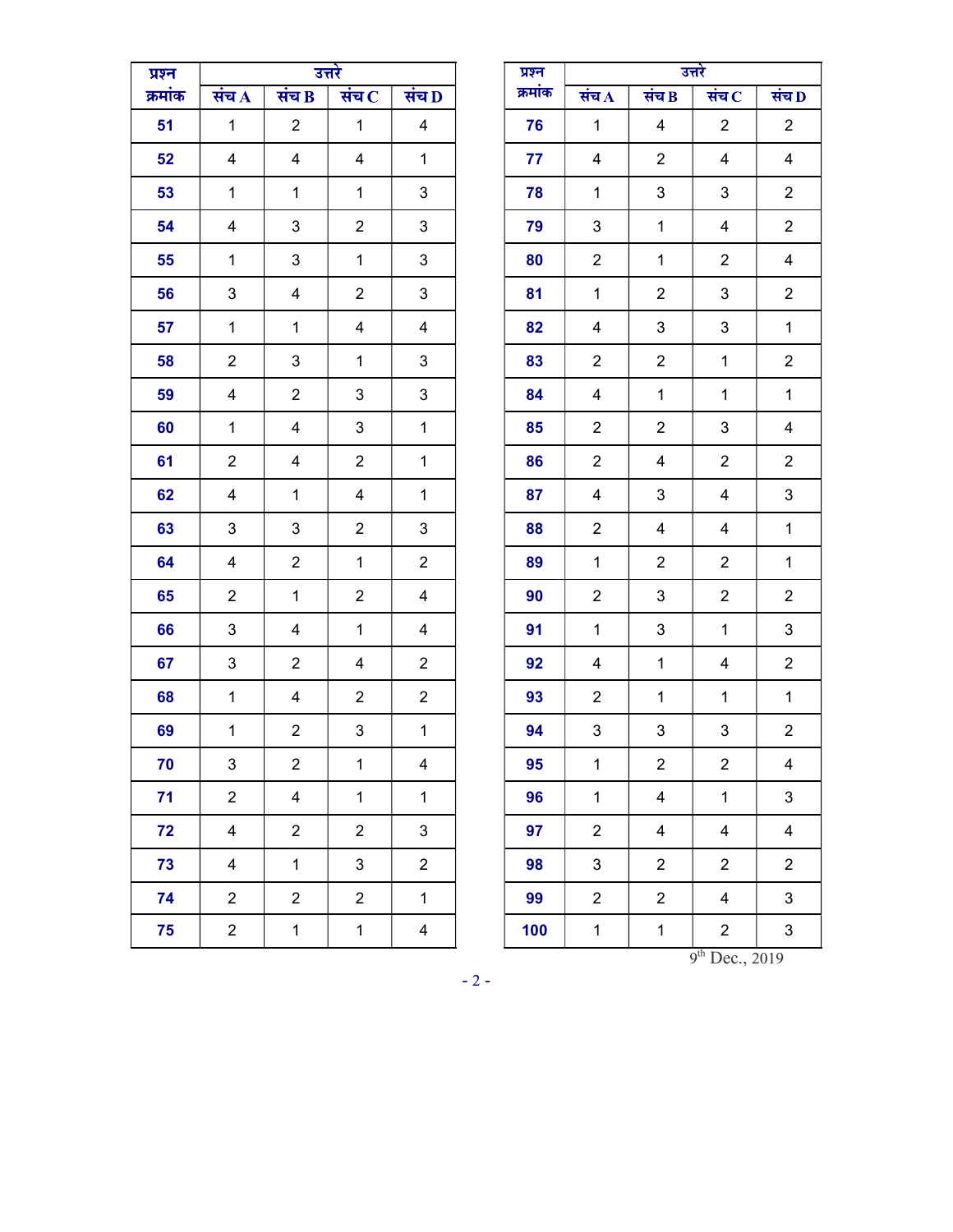| प्रश्न क्रमांक | उत्तरे | | | |
|---|---|---|---|---|
| | संच A | संच B | संच C | संच D |
| 51 | 1 | 2 | 1 | 4 |
| 52 | 4 | 4 | 4 | 1 |
| 53 | 1 | 1 | 1 | 3 |
| 54 | 4 | 3 | 2 | 3 |
| 55 | 1 | 3 | 1 | 3 |
| 56 | 3 | 4 | 2 | 3 |
| 57 | 1 | 1 | 4 | 4 |
| 58 | 2 | 3 | 1 | 3 |
| 59 | 4 | 2 | 3 | 3 |
| 60 | 1 | 4 | 3 | 1 |
| 61 | 2 | 4 | 2 | 1 |
| 62 | 4 | 1 | 4 | 1 |
| 63 | 3 | 3 | 2 | 3 |
| 64 | 4 | 2 | 1 | 2 |
| 65 | 2 | 1 | 2 | 4 |
| 66 | 3 | 4 | 1 | 4 |
| 67 | 3 | 2 | 4 | 2 |
| 68 | 1 | 4 | 2 | 2 |
| 69 | 1 | 2 | 3 | 1 |
| 70 | 3 | 2 | 1 | 4 |
| 71 | 2 | 4 | 1 | 1 |
| 72 | 4 | 2 | 2 | 3 |
| 73 | 4 | 1 | 3 | 2 |
| 74 | 2 | 2 | 2 | 1 |
| 75 | 2 | 1 | 1 | 4 |

| प्रश्न क्रमांक | उत्तरे | | | |
|---|---|---|---|---|
| | संच A | संच B | संच C | संच D |
| 76 | 1 | 4 | 2 | 2 |
| 77 | 4 | 2 | 4 | 4 |
| 78 | 1 | 3 | 3 | 2 |
| 79 | 3 | 1 | 4 | 2 |
| 80 | 2 | 1 | 2 | 4 |
| 81 | 1 | 2 | 3 | 2 |
| 82 | 4 | 3 | 3 | 1 |
| 83 | 2 | 2 | 1 | 2 |
| 84 | 4 | 1 | 1 | 1 |
| 85 | 2 | 2 | 3 | 4 |
| 86 | 2 | 4 | 2 | 2 |
| 87 | 4 | 3 | 4 | 3 |
| 88 | 2 | 4 | 4 | 1 |
| 89 | 1 | 2 | 2 | 1 |
| 90 | 2 | 3 | 2 | 2 |
| 91 | 1 | 3 | 1 | 3 |
| 92 | 4 | 1 | 4 | 2 |
| 93 | 2 | 1 | 1 | 1 |
| 94 | 3 | 3 | 3 | 2 |
| 95 | 1 | 2 | 2 | 4 |
| 96 | 1 | 4 | 1 | 3 |
| 97 | 2 | 4 | 4 | 4 |
| 98 | 3 | 2 | 2 | 2 |
| 99 | 2 | 2 | 4 | 3 |
| 100 | 1 | 1 | 2 | 3 |

9th Dec., 2019